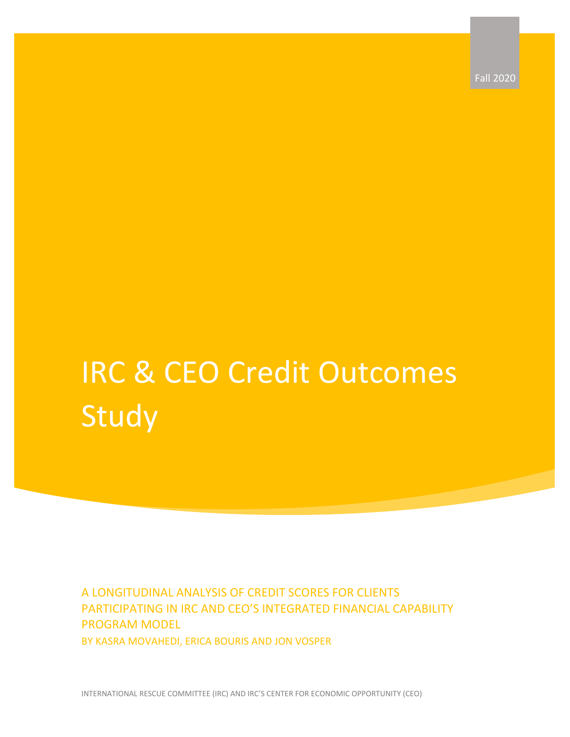Fall 2020

# IRC & CEO Credit Outcomes Study

A LONGITUDINAL ANALYSIS OF CREDIT SCORES FOR CLIENTS PARTICIPATING IN IRC AND CEO'S INTEGRATED FINANCIAL CAPABILITY PROGRAM MODEL

BY KASRA MOVAHEDI, ERICA BOURIS AND JON VOSPER

INTERNATIONAL RESCUE COMMITTEE (IRC) AND IRC'S CENTER FOR ECONOMIC OPPORTUNITY (CEO)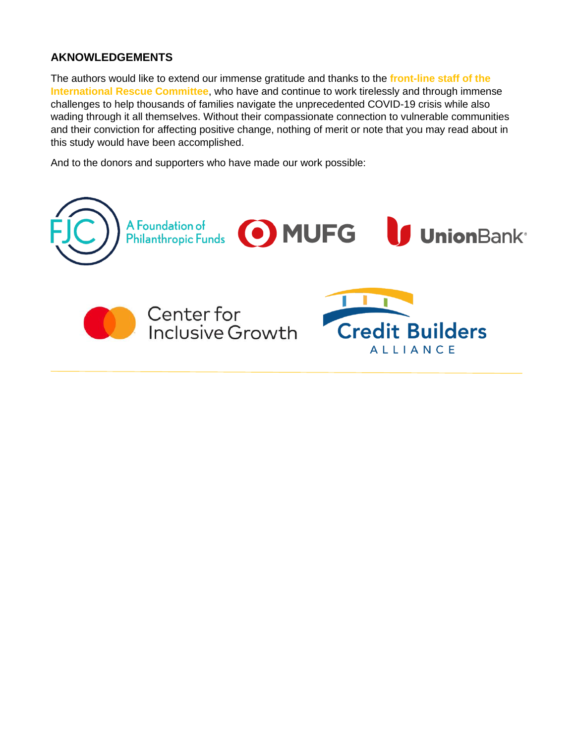## AKNOWLEDGEMENTS

The authors would like to extend our immense gratitude and thanks to the **front-line staff of the International Rescue Committee**, who have and continue to work tirelessly and through immense challenges to help thousands of families navigate the unprecedented COVID-19 crisis while also wading through it all themselves. Without their compassionate connection to vulnerable communities and their conviction for affecting positive change, nothing of merit or note that you may read about in this study would have been accomplished.

And to the donors and supporters who have made our work possible:

FJC A Foundation of Philanthropic Funds

MUFG

UnionBank

Center for Inclusive Growth

Credit Builders Alliance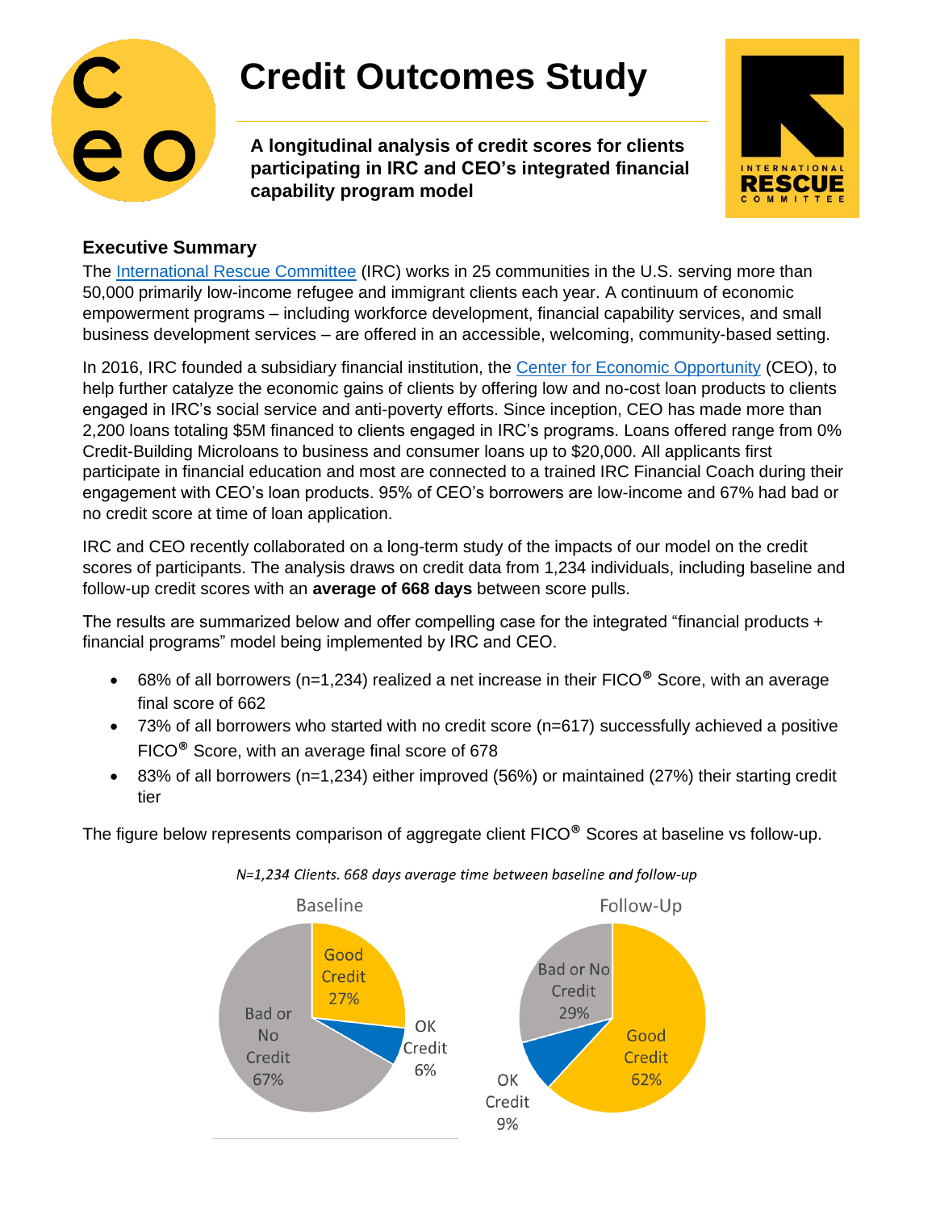# Credit Outcomes Study

**A longitudinal analysis of credit scores for clients participating in IRC and CEO's integrated financial capability program model**

## Executive Summary

The [International Rescue Committee](https://www.rescue.org) (IRC) works in 25 communities in the U.S. serving more than 50,000 primarily low-income refugee and immigrant clients each year. A continuum of economic empowerment programs – including workforce development, financial capability services, and small business development services – are offered in an accessible, welcoming, community-based setting.

In 2016, IRC founded a subsidiary financial institution, the [Center for Economic Opportunity](https://www.rescue.org) (CEO), to help further catalyze the economic gains of clients by offering low and no-cost loan products to clients engaged in IRC's social service and anti-poverty efforts. Since inception, CEO has made more than 2,200 loans totaling $5M financed to clients engaged in IRC's programs. Loans offered range from 0% Credit-Building Microloans to business and consumer loans up to $20,000. All applicants first participate in financial education and most are connected to a trained IRC Financial Coach during their engagement with CEO's loan products. 95% of CEO's borrowers are low-income and 67% had bad or no credit score at time of loan application.

IRC and CEO recently collaborated on a long-term study of the impacts of our model on the credit scores of participants. The analysis draws on credit data from 1,234 individuals, including baseline and follow-up credit scores with an **average of 668 days** between score pulls.

The results are summarized below and offer compelling case for the integrated "financial products + financial programs" model being implemented by IRC and CEO.

- 68% of all borrowers (n=1,234) realized a net increase in their FICO® Score, with an average final score of 662
- 73% of all borrowers who started with no credit score (n=617) successfully achieved a positive FICO® Score, with an average final score of 678
- 83% of all borrowers (n=1,234) either improved (56%) or maintained (27%) their starting credit tier

The figure below represents comparison of aggregate client FICO® Scores at baseline vs follow-up.

*N=1,234 Clients. 668 days average time between baseline and follow-up*

| | Baseline | Follow-Up |
|---|---|---|
| Good Credit | 27% | 62% |
| OK Credit | 6% | 9% |
| Bad or No Credit | 67% | 29% |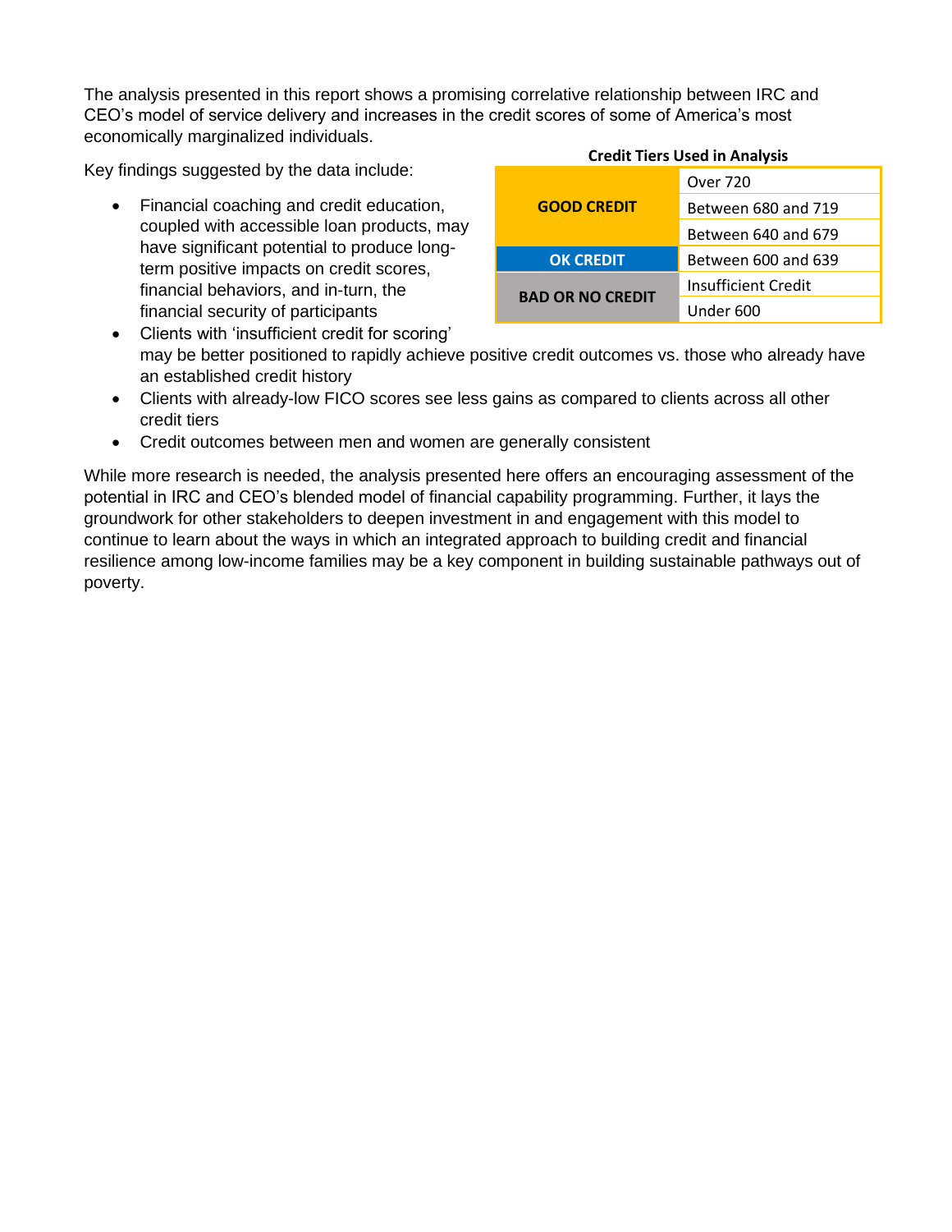The analysis presented in this report shows a promising correlative relationship between IRC and CEO's model of service delivery and increases in the credit scores of some of America's most economically marginalized individuals.

Key findings suggested by the data include:

- Financial coaching and credit education, coupled with accessible loan products, may have significant potential to produce long-term positive impacts on credit scores, financial behaviors, and in-turn, the financial security of participants
- Clients with 'insufficient credit for scoring' may be better positioned to rapidly achieve positive credit outcomes vs. those who already have an established credit history
- Clients with already-low FICO scores see less gains as compared to clients across all other credit tiers
- Credit outcomes between men and women are generally consistent

**Credit Tiers Used in Analysis**

| Tier | Range |
|---|---|
| **GOOD CREDIT** | Over 720 |
| | Between 680 and 719 |
| | Between 640 and 679 |
| **OK CREDIT** | Between 600 and 639 |
| **BAD OR NO CREDIT** | Insufficient Credit |
| | Under 600 |

While more research is needed, the analysis presented here offers an encouraging assessment of the potential in IRC and CEO's blended model of financial capability programming. Further, it lays the groundwork for other stakeholders to deepen investment in and engagement with this model to continue to learn about the ways in which an integrated approach to building credit and financial resilience among low-income families may be a key component in building sustainable pathways out of poverty.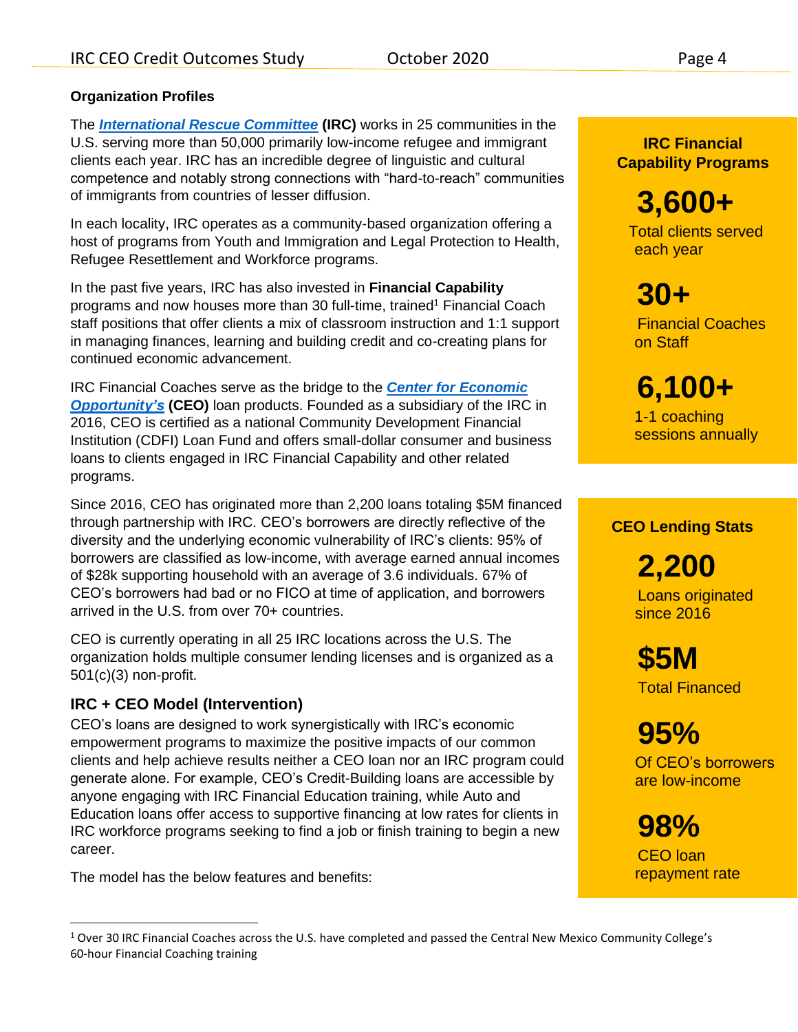## Organization Profiles

The ***International Rescue Committee*** **(IRC)** works in 25 communities in the U.S. serving more than 50,000 primarily low-income refugee and immigrant clients each year. IRC has an incredible degree of linguistic and cultural competence and notably strong connections with "hard-to-reach" communities of immigrants from countries of lesser diffusion.

In each locality, IRC operates as a community-based organization offering a host of programs from Youth and Immigration and Legal Protection to Health, Refugee Resettlement and Workforce programs.

In the past five years, IRC has also invested in **Financial Capability** programs and now houses more than 30 full-time, trained[1] Financial Coach staff positions that offer clients a mix of classroom instruction and 1:1 support in managing finances, learning and building credit and co-creating plans for continued economic advancement.

IRC Financial Coaches serve as the bridge to the ***Center for Economic Opportunity's*** **(CEO)** loan products. Founded as a subsidiary of the IRC in 2016, CEO is certified as a national Community Development Financial Institution (CDFI) Loan Fund and offers small-dollar consumer and business loans to clients engaged in IRC Financial Capability and other related programs.

Since 2016, CEO has originated more than 2,200 loans totaling $5M financed through partnership with IRC. CEO's borrowers are directly reflective of the diversity and the underlying economic vulnerability of IRC's clients: 95% of borrowers are classified as low-income, with average earned annual incomes of $28k supporting household with an average of 3.6 individuals. 67% of CEO's borrowers had bad or no FICO at time of application, and borrowers arrived in the U.S. from over 70+ countries.

CEO is currently operating in all 25 IRC locations across the U.S. The organization holds multiple consumer lending licenses and is organized as a 501(c)(3) non-profit.

### IRC + CEO Model (Intervention)

CEO's loans are designed to work synergistically with IRC's economic empowerment programs to maximize the positive impacts of our common clients and help achieve results neither a CEO loan nor an IRC program could generate alone. For example, CEO's Credit-Building loans are accessible by anyone engaging with IRC Financial Education training, while Auto and Education loans offer access to supportive financing at low rates for clients in IRC workforce programs seeking to find a job or finish training to begin a new career.

The model has the below features and benefits:

**IRC Financial Capability Programs**

**3,600+**
Total clients served each year

**30+**
Financial Coaches on Staff

**6,100+**
1-1 coaching sessions annually

**CEO Lending Stats**

**2,200**
Loans originated since 2016

**$5M**
Total Financed

**95%**
Of CEO's borrowers are low-income

**98%**
CEO loan repayment rate

[1] Over 30 IRC Financial Coaches across the U.S. have completed and passed the Central New Mexico Community College's 60-hour Financial Coaching training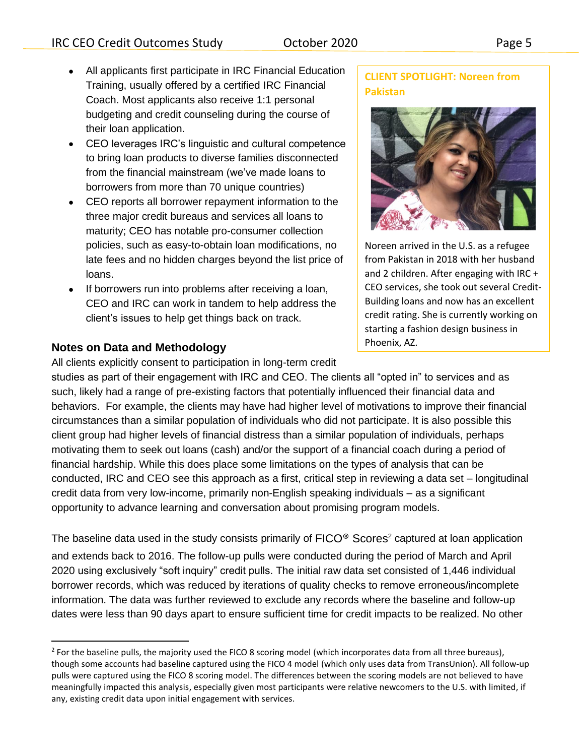- All applicants first participate in IRC Financial Education Training, usually offered by a certified IRC Financial Coach. Most applicants also receive 1:1 personal budgeting and credit counseling during the course of their loan application.
- CEO leverages IRC's linguistic and cultural competence to bring loan products to diverse families disconnected from the financial mainstream (we've made loans to borrowers from more than 70 unique countries)
- CEO reports all borrower repayment information to the three major credit bureaus and services all loans to maturity; CEO has notable pro-consumer collection policies, such as easy-to-obtain loan modifications, no late fees and no hidden charges beyond the list price of loans.
- If borrowers run into problems after receiving a loan, CEO and IRC can work in tandem to help address the client's issues to help get things back on track.

**CLIENT SPOTLIGHT: Noreen from Pakistan**

Noreen arrived in the U.S. as a refugee from Pakistan in 2018 with her husband and 2 children. After engaging with IRC + CEO services, she took out several Credit-Building loans and now has an excellent credit rating. She is currently working on starting a fashion design business in Phoenix, AZ.

### Notes on Data and Methodology

All clients explicitly consent to participation in long-term credit studies as part of their engagement with IRC and CEO. The clients all "opted in" to services and as such, likely had a range of pre-existing factors that potentially influenced their financial data and behaviors. For example, the clients may have had higher level of motivations to improve their financial circumstances than a similar population of individuals who did not participate. It is also possible this client group had higher levels of financial distress than a similar population of individuals, perhaps motivating them to seek out loans (cash) and/or the support of a financial coach during a period of financial hardship. While this does place some limitations on the types of analysis that can be conducted, IRC and CEO see this approach as a first, critical step in reviewing a data set – longitudinal credit data from very low-income, primarily non-English speaking individuals – as a significant opportunity to advance learning and conversation about promising program models.

The baseline data used in the study consists primarily of FICO® Scores[2] captured at loan application and extends back to 2016. The follow-up pulls were conducted during the period of March and April 2020 using exclusively "soft inquiry" credit pulls. The initial raw data set consisted of 1,446 individual borrower records, which was reduced by iterations of quality checks to remove erroneous/incomplete information. The data was further reviewed to exclude any records where the baseline and follow-up dates were less than 90 days apart to ensure sufficient time for credit impacts to be realized. No other

[2] For the baseline pulls, the majority used the FICO 8 scoring model (which incorporates data from all three bureaus), though some accounts had baseline captured using the FICO 4 model (which only uses data from TransUnion). All follow-up pulls were captured using the FICO 8 scoring model. The differences between the scoring models are not believed to have meaningfully impacted this analysis, especially given most participants were relative newcomers to the U.S. with limited, if any, existing credit data upon initial engagement with services.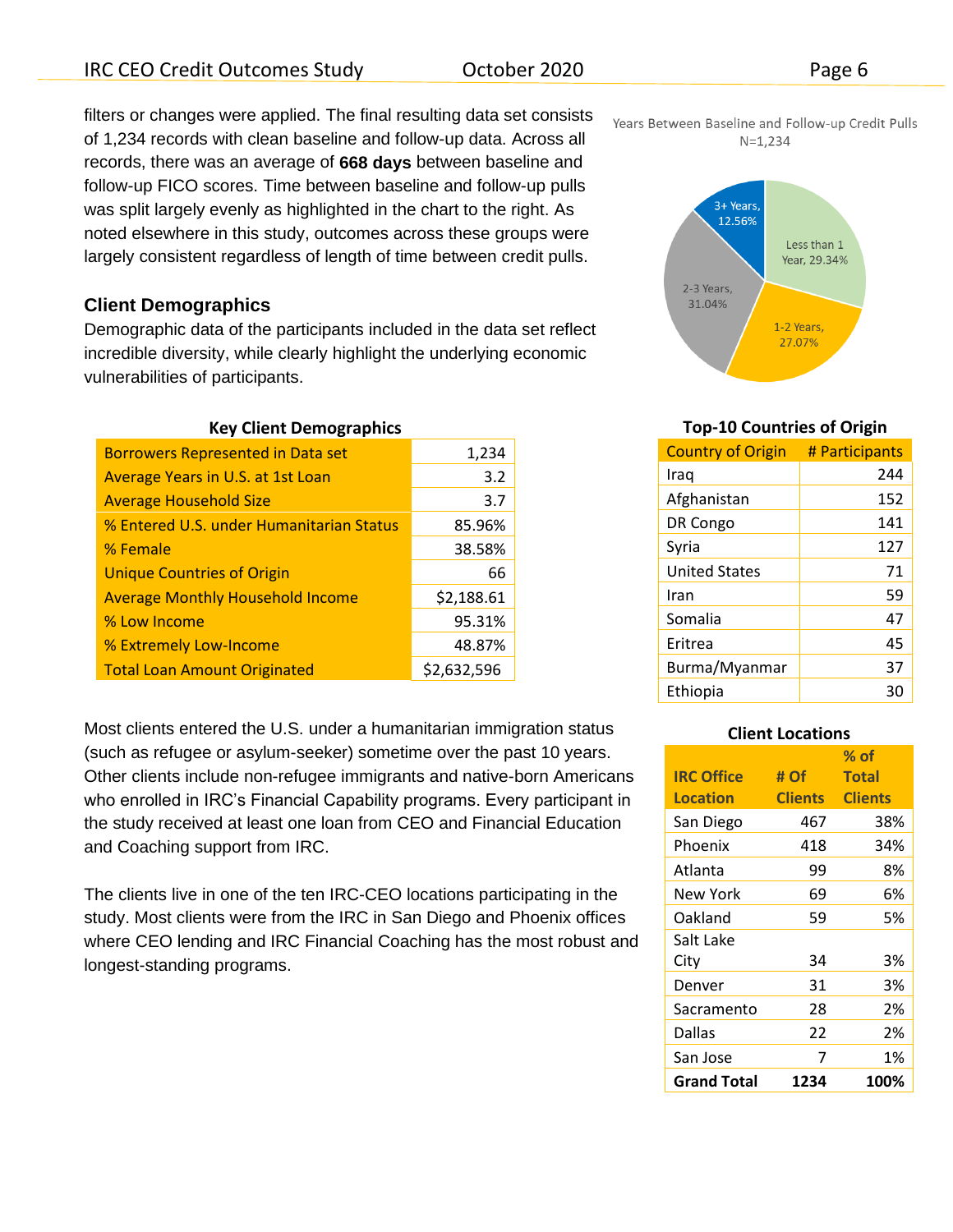filters or changes were applied. The final resulting data set consists of 1,234 records with clean baseline and follow-up data. Across all records, there was an average of **668 days** between baseline and follow-up FICO scores. Time between baseline and follow-up pulls was split largely evenly as highlighted in the chart to the right. As noted elsewhere in this study, outcomes across these groups were largely consistent regardless of length of time between credit pulls.

Years Between Baseline and Follow-up Credit Pulls
N=1,234

| Years | Share |
|---|---|
| Less than 1 Year | 29.34% |
| 1-2 Years | 27.07% |
| 2-3 Years | 31.04% |
| 3+ Years | 12.56% |

### Client Demographics

Demographic data of the participants included in the data set reflect incredible diversity, while clearly highlight the underlying economic vulnerabilities of participants.

**Key Client Demographics**

| | |
|---|---|
| Borrowers Represented in Data set | 1,234 |
| Average Years in U.S. at 1st Loan | 3.2 |
| Average Household Size | 3.7 |
| % Entered U.S. under Humanitarian Status | 85.96% |
| % Female | 38.58% |
| Unique Countries of Origin | 66 |
| Average Monthly Household Income | $2,188.61 |
| % Low Income | 95.31% |
| % Extremely Low-Income | 48.87% |
| Total Loan Amount Originated | $2,632,596 |

**Top-10 Countries of Origin**

| Country of Origin | # Participants |
|---|---|
| Iraq | 244 |
| Afghanistan | 152 |
| DR Congo | 141 |
| Syria | 127 |
| United States | 71 |
| Iran | 59 |
| Somalia | 47 |
| Eritrea | 45 |
| Burma/Myanmar | 37 |
| Ethiopia | 30 |

Most clients entered the U.S. under a humanitarian immigration status (such as refugee or asylum-seeker) sometime over the past 10 years. Other clients include non-refugee immigrants and native-born Americans who enrolled in IRC's Financial Capability programs. Every participant in the study received at least one loan from CEO and Financial Education and Coaching support from IRC.

The clients live in one of the ten IRC-CEO locations participating in the study. Most clients were from the IRC in San Diego and Phoenix offices where CEO lending and IRC Financial Coaching has the most robust and longest-standing programs.

**Client Locations**

| IRC Office Location | # Of Clients | % of Total Clients |
|---|---|---|
| San Diego | 467 | 38% |
| Phoenix | 418 | 34% |
| Atlanta | 99 | 8% |
| New York | 69 | 6% |
| Oakland | 59 | 5% |
| Salt Lake City | 34 | 3% |
| Denver | 31 | 3% |
| Sacramento | 28 | 2% |
| Dallas | 22 | 2% |
| San Jose | 7 | 1% |
| **Grand Total** | **1234** | **100%** |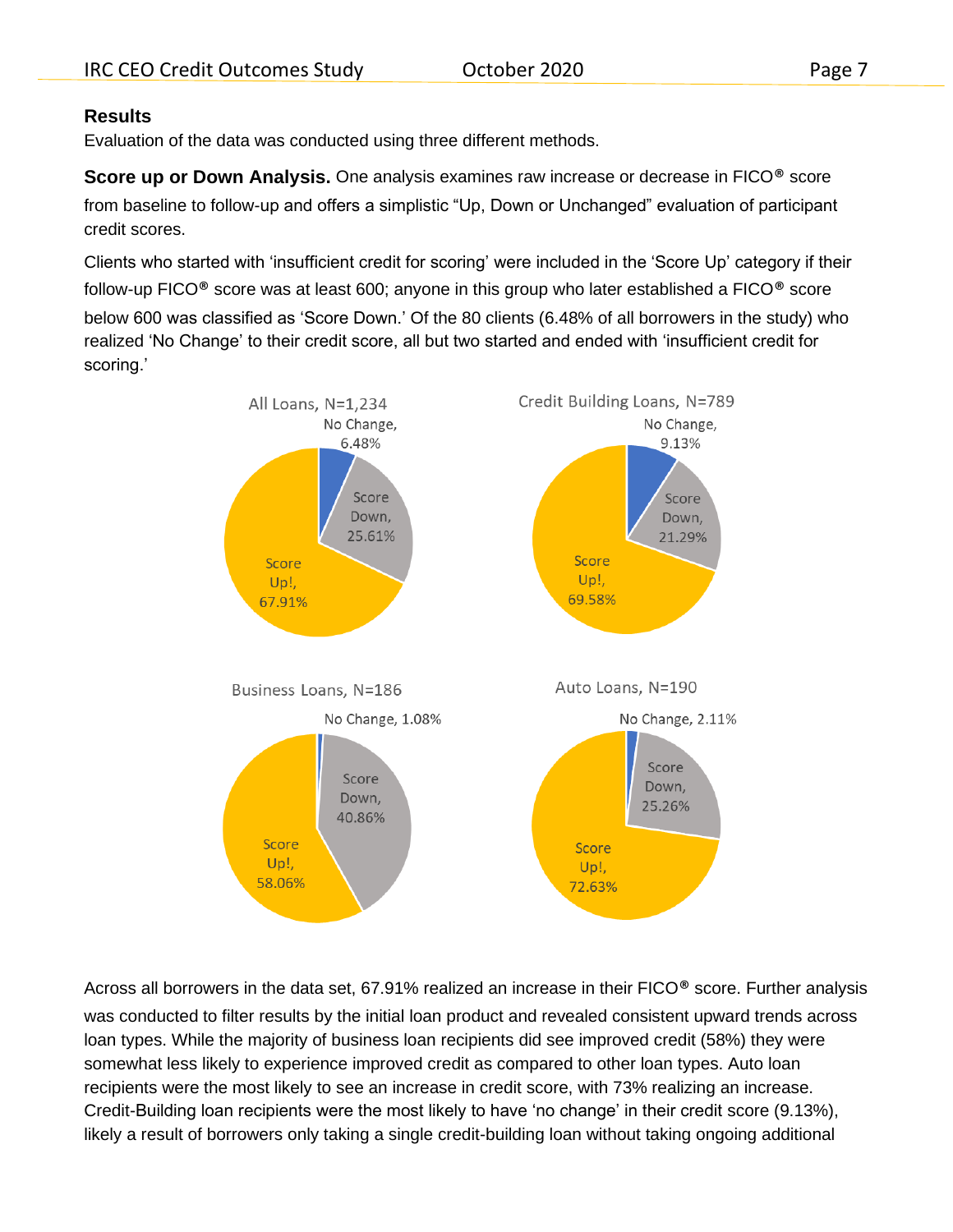### Results

Evaluation of the data was conducted using three different methods.

**Score up or Down Analysis.** One analysis examines raw increase or decrease in FICO® score from baseline to follow-up and offers a simplistic "Up, Down or Unchanged" evaluation of participant credit scores.

Clients who started with 'insufficient credit for scoring' were included in the 'Score Up' category if their follow-up FICO® score was at least 600; anyone in this group who later established a FICO® score below 600 was classified as 'Score Down.' Of the 80 clients (6.48% of all borrowers in the study) who realized 'No Change' to their credit score, all but two started and ended with 'insufficient credit for scoring.'

All Loans, N=1,234

- No Change, 6.48%
- Score Down, 25.61%
- Score Up!, 67.91%

Credit Building Loans, N=789

- No Change, 9.13%
- Score Down, 21.29%
- Score Up!, 69.58%

Business Loans, N=186

- No Change, 1.08%
- Score Down, 40.86%
- Score Up!, 58.06%

Auto Loans, N=190

- No Change, 2.11%
- Score Down, 25.26%
- Score Up!, 72.63%

Across all borrowers in the data set, 67.91% realized an increase in their FICO® score. Further analysis was conducted to filter results by the initial loan product and revealed consistent upward trends across loan types. While the majority of business loan recipients did see improved credit (58%) they were somewhat less likely to experience improved credit as compared to other loan types. Auto loan recipients were the most likely to see an increase in credit score, with 73% realizing an increase. Credit-Building loan recipients were the most likely to have 'no change' in their credit score (9.13%), likely a result of borrowers only taking a single credit-building loan without taking ongoing additional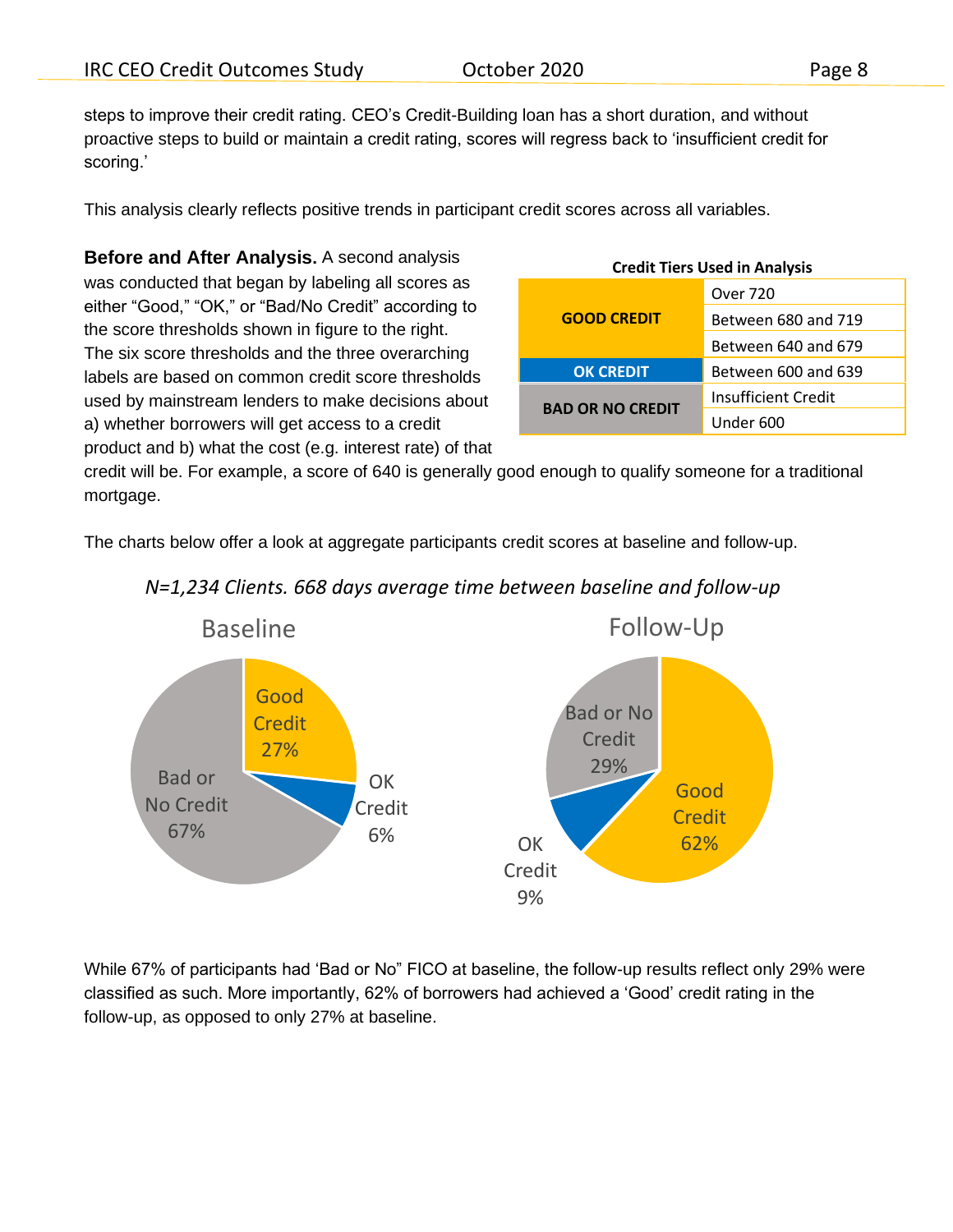steps to improve their credit rating. CEO's Credit-Building loan has a short duration, and without proactive steps to build or maintain a credit rating, scores will regress back to 'insufficient credit for scoring.'

This analysis clearly reflects positive trends in participant credit scores across all variables.

**Before and After Analysis.** A second analysis was conducted that began by labeling all scores as either "Good," "OK," or "Bad/No Credit" according to the score thresholds shown in figure to the right. The six score thresholds and the three overarching labels are based on common credit score thresholds used by mainstream lenders to make decisions about a) whether borrowers will get access to a credit product and b) what the cost (e.g. interest rate) of that credit will be. For example, a score of 640 is generally good enough to qualify someone for a traditional mortgage.

**Credit Tiers Used in Analysis**

| | |
|---|---|
| **GOOD CREDIT** | Over 720 |
| | Between 680 and 719 |
| | Between 640 and 679 |
| **OK CREDIT** | Between 600 and 639 |
| **BAD OR NO CREDIT** | Insufficient Credit |
| | Under 600 |

The charts below offer a look at aggregate participants credit scores at baseline and follow-up.

*N=1,234 Clients. 668 days average time between baseline and follow-up*

| Category | Baseline | Follow-Up |
|---|---|---|
| Good Credit | 27% | 62% |
| OK Credit | 6% | 9% |
| Bad or No Credit | 67% | 29% |

While 67% of participants had 'Bad or No" FICO at baseline, the follow-up results reflect only 29% were classified as such. More importantly, 62% of borrowers had achieved a 'Good' credit rating in the follow-up, as opposed to only 27% at baseline.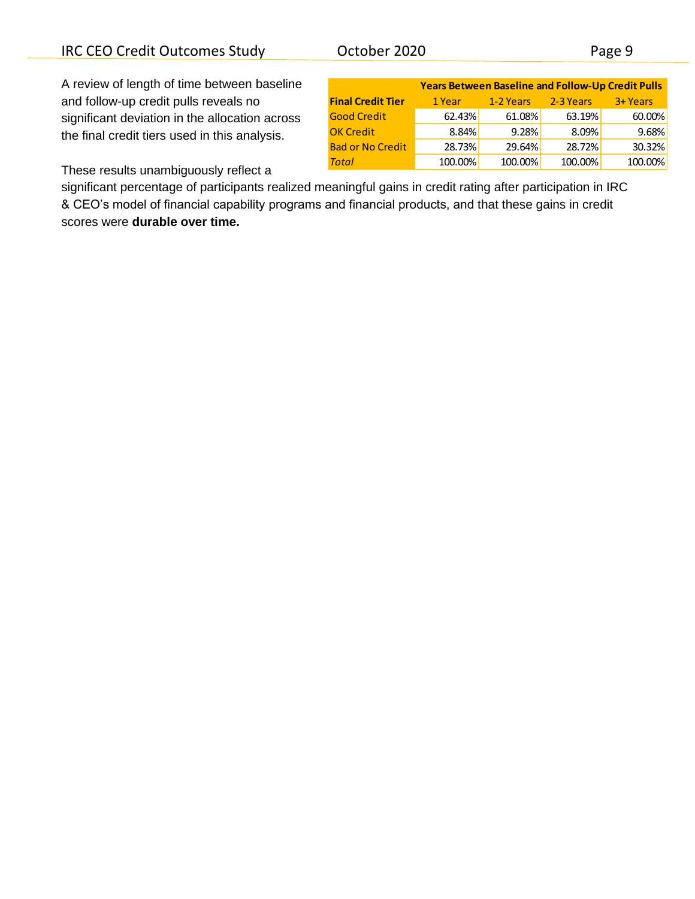A review of length of time between baseline and follow-up credit pulls reveals no significant deviation in the allocation across the final credit tiers used in this analysis.

| | Years Between Baseline and Follow-Up Credit Pulls | | | |
|---|---|---|---|---|
| **Final Credit Tier** | 1 Year | 1-2 Years | 2-3 Years | 3+ Years |
| Good Credit | 62.43% | 61.08% | 63.19% | 60.00% |
| OK Credit | 8.84% | 9.28% | 8.09% | 9.68% |
| Bad or No Credit | 28.73% | 29.64% | 28.72% | 30.32% |
| *Total* | 100.00% | 100.00% | 100.00% | 100.00% |

These results unambiguously reflect a significant percentage of participants realized meaningful gains in credit rating after participation in IRC & CEO's model of financial capability programs and financial products, and that these gains in credit scores were **durable over time.**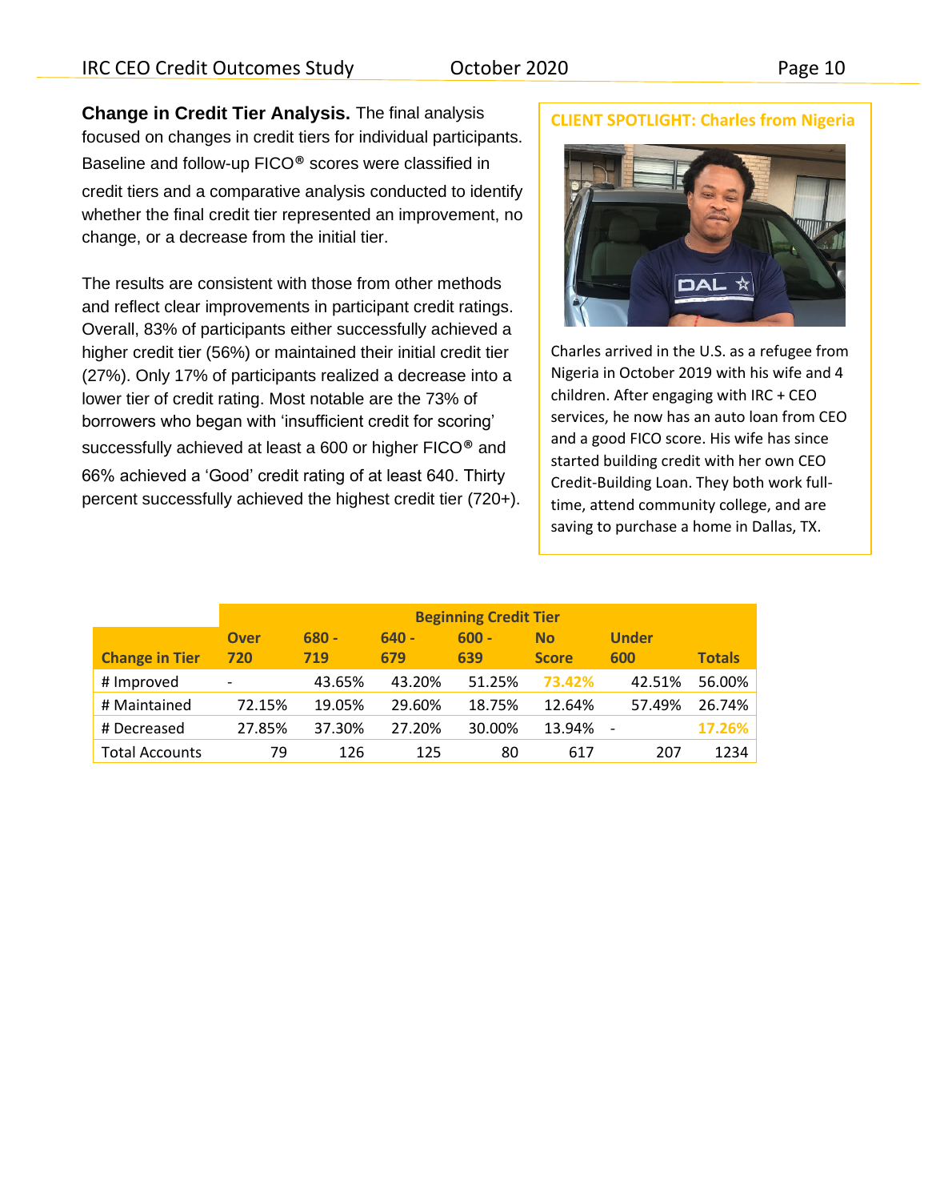**Change in Credit Tier Analysis.** The final analysis focused on changes in credit tiers for individual participants. Baseline and follow-up FICO® scores were classified in credit tiers and a comparative analysis conducted to identify whether the final credit tier represented an improvement, no change, or a decrease from the initial tier.

The results are consistent with those from other methods and reflect clear improvements in participant credit ratings. Overall, 83% of participants either successfully achieved a higher credit tier (56%) or maintained their initial credit tier (27%). Only 17% of participants realized a decrease into a lower tier of credit rating. Most notable are the 73% of borrowers who began with 'insufficient credit for scoring' successfully achieved at least a 600 or higher FICO® and 66% achieved a 'Good' credit rating of at least 640. Thirty percent successfully achieved the highest credit tier (720+).

**CLIENT SPOTLIGHT: Charles from Nigeria**

Charles arrived in the U.S. as a refugee from Nigeria in October 2019 with his wife and 4 children. After engaging with IRC + CEO services, he now has an auto loan from CEO and a good FICO score. His wife has since started building credit with her own CEO Credit-Building Loan. They both work full-time, attend community college, and are saving to purchase a home in Dallas, TX.

| | Beginning Credit Tier | | | | | | |
|---|---|---|---|---|---|---|---|
| **Change in Tier** | **Over 720** | **680 - 719** | **640 - 679** | **600 - 639** | **No Score** | **Under 600** | **Totals** |
| # Improved | - | 43.65% | 43.20% | 51.25% | 73.42% | 42.51% | 56.00% |
| # Maintained | 72.15% | 19.05% | 29.60% | 18.75% | 12.64% | 57.49% | 26.74% |
| # Decreased | 27.85% | 37.30% | 27.20% | 30.00% | 13.94% | - | 17.26% |
| Total Accounts | 79 | 126 | 125 | 80 | 617 | 207 | 1234 |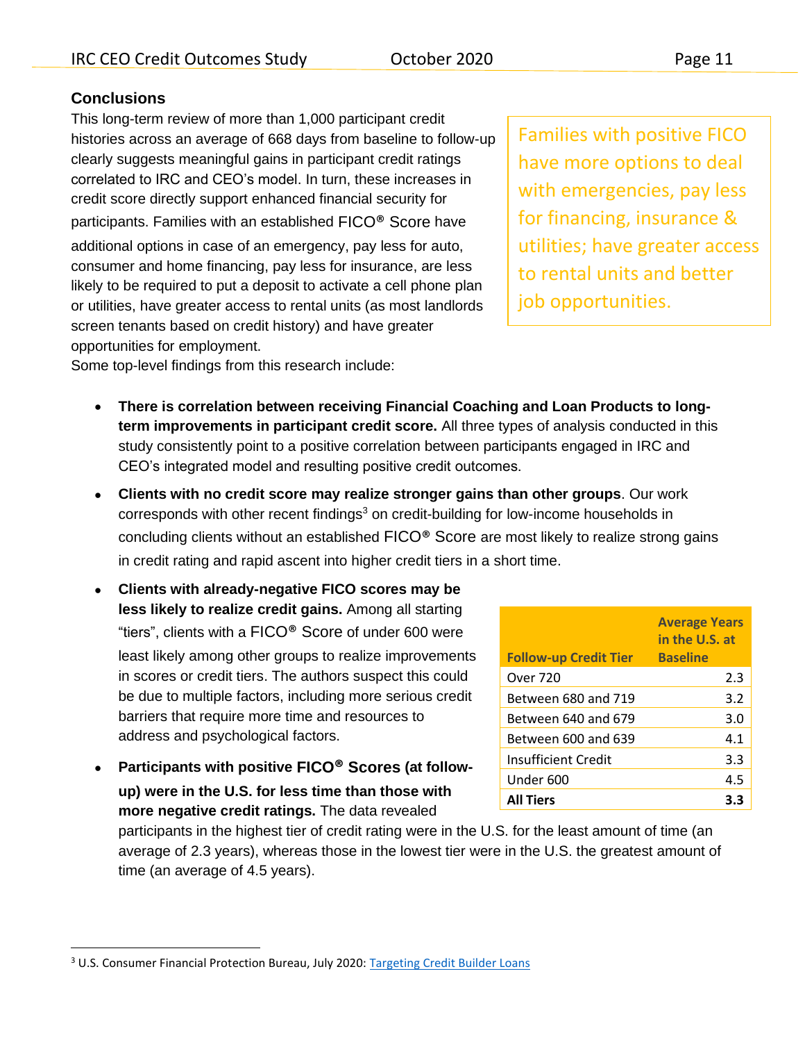### Conclusions

This long-term review of more than 1,000 participant credit histories across an average of 668 days from baseline to follow-up clearly suggests meaningful gains in participant credit ratings correlated to IRC and CEO's model. In turn, these increases in credit score directly support enhanced financial security for participants. Families with an established FICO® Score have additional options in case of an emergency, pay less for auto, consumer and home financing, pay less for insurance, are less likely to be required to put a deposit to activate a cell phone plan or utilities, have greater access to rental units (as most landlords screen tenants based on credit history) and have greater opportunities for employment.

> Families with positive FICO have more options to deal with emergencies, pay less for financing, insurance & utilities; have greater access to rental units and better job opportunities.

Some top-level findings from this research include:

- **There is correlation between receiving Financial Coaching and Loan Products to long-term improvements in participant credit score.** All three types of analysis conducted in this study consistently point to a positive correlation between participants engaged in IRC and CEO's integrated model and resulting positive credit outcomes.
- **Clients with no credit score may realize stronger gains than other groups**. Our work corresponds with other recent findings[3] on credit-building for low-income households in concluding clients without an established FICO® Score are most likely to realize strong gains in credit rating and rapid ascent into higher credit tiers in a short time.
- **Clients with already-negative FICO scores may be less likely to realize credit gains.** Among all starting "tiers", clients with a FICO® Score of under 600 were least likely among other groups to realize improvements in scores or credit tiers. The authors suspect this could be due to multiple factors, including more serious credit barriers that require more time and resources to address and psychological factors.
- **Participants with positive FICO® Scores (at follow-up) were in the U.S. for less time than those with more negative credit ratings.** The data revealed participants in the highest tier of credit rating were in the U.S. for the least amount of time (an average of 2.3 years), whereas those in the lowest tier were in the U.S. the greatest amount of time (an average of 4.5 years).

| Follow-up Credit Tier | Average Years in the U.S. at Baseline |
|---|---|
| Over 720 | 2.3 |
| Between 680 and 719 | 3.2 |
| Between 640 and 679 | 3.0 |
| Between 600 and 639 | 4.1 |
| Insufficient Credit | 3.3 |
| Under 600 | 4.5 |
| **All Tiers** | **3.3** |

---

[3] U.S. Consumer Financial Protection Bureau, July 2020: Targeting Credit Builder Loans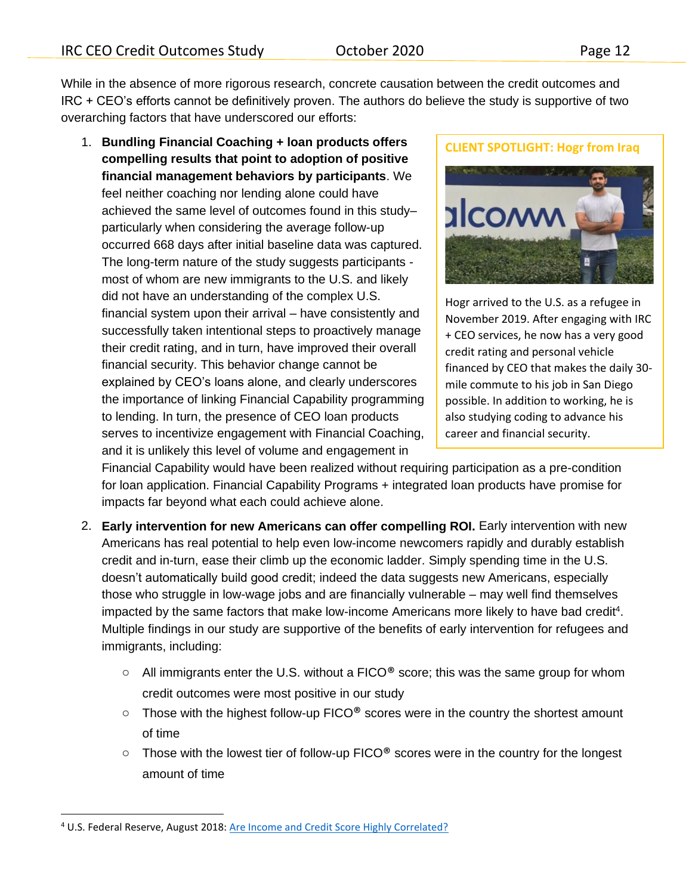While in the absence of more rigorous research, concrete causation between the credit outcomes and IRC + CEO's efforts cannot be definitively proven. The authors do believe the study is supportive of two overarching factors that have underscored our efforts:

1. **Bundling Financial Coaching + loan products offers compelling results that point to adoption of positive financial management behaviors by participants**. We feel neither coaching nor lending alone could have achieved the same level of outcomes found in this study– particularly when considering the average follow-up occurred 668 days after initial baseline data was captured. The long-term nature of the study suggests participants - most of whom are new immigrants to the U.S. and likely did not have an understanding of the complex U.S. financial system upon their arrival – have consistently and successfully taken intentional steps to proactively manage their credit rating, and in turn, have improved their overall financial security. This behavior change cannot be explained by CEO's loans alone, and clearly underscores the importance of linking Financial Capability programming to lending. In turn, the presence of CEO loan products serves to incentivize engagement with Financial Coaching, and it is unlikely this level of volume and engagement in Financial Capability would have been realized without requiring participation as a pre-condition for loan application. Financial Capability Programs + integrated loan products have promise for impacts far beyond what each could achieve alone.

2. **Early intervention for new Americans can offer compelling ROI.** Early intervention with new Americans has real potential to help even low-income newcomers rapidly and durably establish credit and in-turn, ease their climb up the economic ladder. Simply spending time in the U.S. doesn't automatically build good credit; indeed the data suggests new Americans, especially those who struggle in low-wage jobs and are financially vulnerable – may well find themselves impacted by the same factors that make low-income Americans more likely to have bad credit[4]. Multiple findings in our study are supportive of the benefits of early intervention for refugees and immigrants, including:

   - All immigrants enter the U.S. without a FICO® score; this was the same group for whom credit outcomes were most positive in our study
   - Those with the highest follow-up FICO® scores were in the country the shortest amount of time
   - Those with the lowest tier of follow-up FICO® scores were in the country for the longest amount of time

**CLIENT SPOTLIGHT: Hogr from Iraq**

Hogr arrived to the U.S. as a refugee in November 2019. After engaging with IRC + CEO services, he now has a very good credit rating and personal vehicle financed by CEO that makes the daily 30-mile commute to his job in San Diego possible. In addition to working, he is also studying coding to advance his career and financial security.

---

[4] U.S. Federal Reserve, August 2018: Are Income and Credit Score Highly Correlated?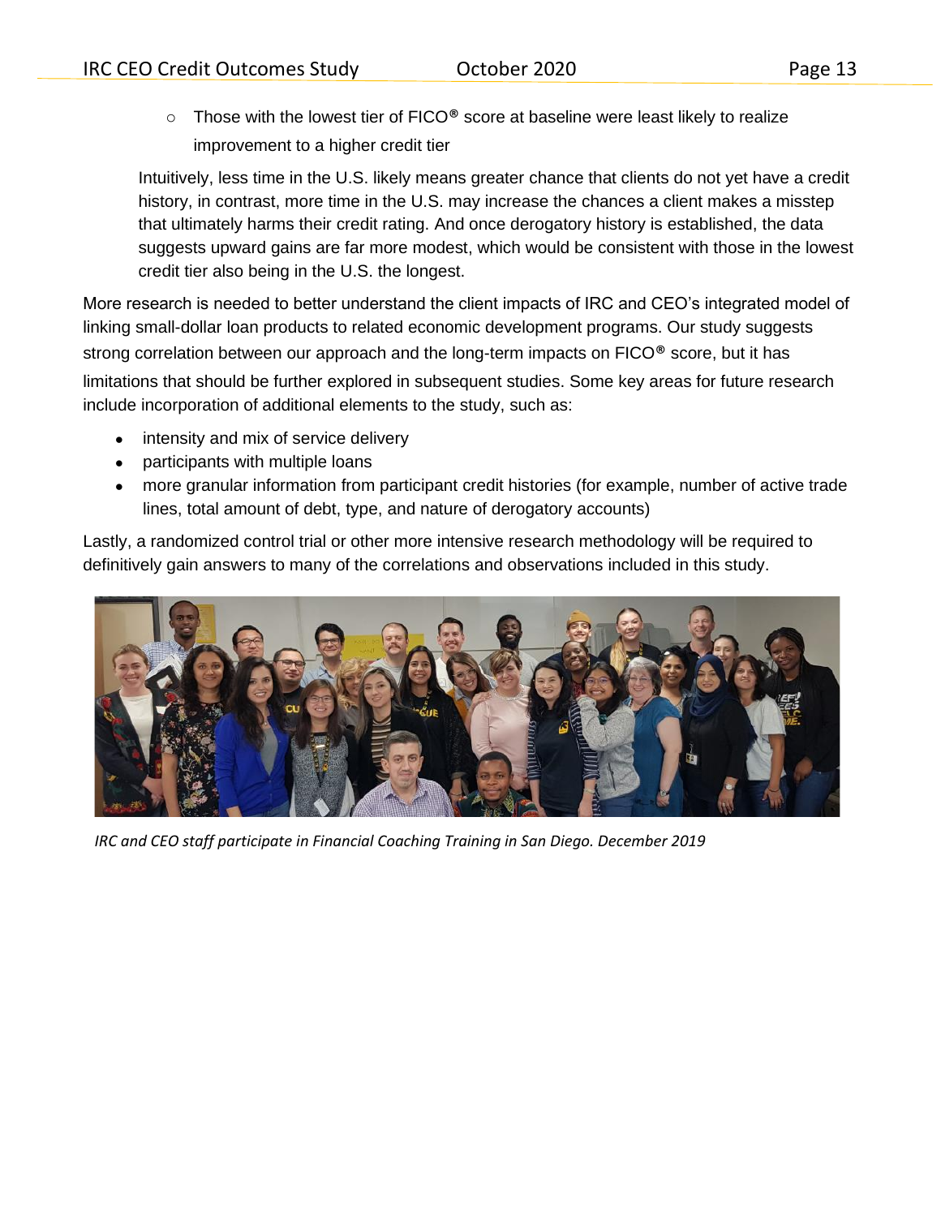- Those with the lowest tier of FICO® score at baseline were least likely to realize improvement to a higher credit tier

Intuitively, less time in the U.S. likely means greater chance that clients do not yet have a credit history, in contrast, more time in the U.S. may increase the chances a client makes a misstep that ultimately harms their credit rating. And once derogatory history is established, the data suggests upward gains are far more modest, which would be consistent with those in the lowest credit tier also being in the U.S. the longest.

More research is needed to better understand the client impacts of IRC and CEO's integrated model of linking small-dollar loan products to related economic development programs. Our study suggests strong correlation between our approach and the long-term impacts on FICO® score, but it has limitations that should be further explored in subsequent studies. Some key areas for future research include incorporation of additional elements to the study, such as:

- intensity and mix of service delivery
- participants with multiple loans
- more granular information from participant credit histories (for example, number of active trade lines, total amount of debt, type, and nature of derogatory accounts)

Lastly, a randomized control trial or other more intensive research methodology will be required to definitively gain answers to many of the correlations and observations included in this study.

*IRC and CEO staff participate in Financial Coaching Training in San Diego. December 2019*